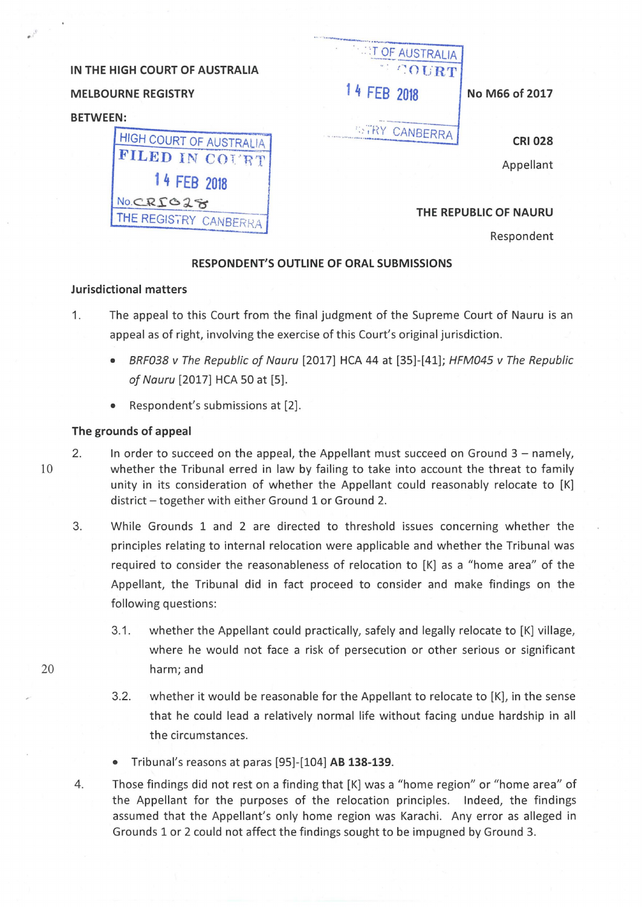IN THE HIGH COURT OF AUSTRALIA

MELBOURNE REGISTRY

No M66 of 2017

BETWEEN:

HIGH COURT OF AUSTRALIA
FILED IN COURT
14 FEB 2018
No. CRI028
THE REGISTRY CANBERRA

CRI 028

Appellant

THE REPUBLIC OF NAURU

Respondent

**RESPONDENT'S OUTLINE OF ORAL SUBMISSIONS**

**Jurisdictional matters**

1. The appeal to this Court from the final judgment of the Supreme Court of Nauru is an appeal as of right, involving the exercise of this Court's original jurisdiction.

   - *BRF038 v The Republic of Nauru* [2017] HCA 44 at [35]-[41]; *HFM045 v The Republic of Nauru* [2017] HCA 50 at [5].
   - Respondent's submissions at [2].

**The grounds of appeal**

2. In order to succeed on the appeal, the Appellant must succeed on Ground 3 – namely, whether the Tribunal erred in law by failing to take into account the threat to family unity in its consideration of whether the Appellant could reasonably relocate to [K] district – together with either Ground 1 or Ground 2.

3. While Grounds 1 and 2 are directed to threshold issues concerning whether the principles relating to internal relocation were applicable and whether the Tribunal was required to consider the reasonableness of relocation to [K] as a "home area" of the Appellant, the Tribunal did in fact proceed to consider and make findings on the following questions:

   3.1. whether the Appellant could practically, safely and legally relocate to [K] village, where he would not face a risk of persecution or other serious or significant harm; and

   3.2. whether it would be reasonable for the Appellant to relocate to [K], in the sense that he could lead a relatively normal life without facing undue hardship in all the circumstances.

   - Tribunal's reasons at paras [95]-[104] **AB 138-139**.

4. Those findings did not rest on a finding that [K] was a "home region" or "home area" of the Appellant for the purposes of the relocation principles. Indeed, the findings assumed that the Appellant's only home region was Karachi. Any error as alleged in Grounds 1 or 2 could not affect the findings sought to be impugned by Ground 3.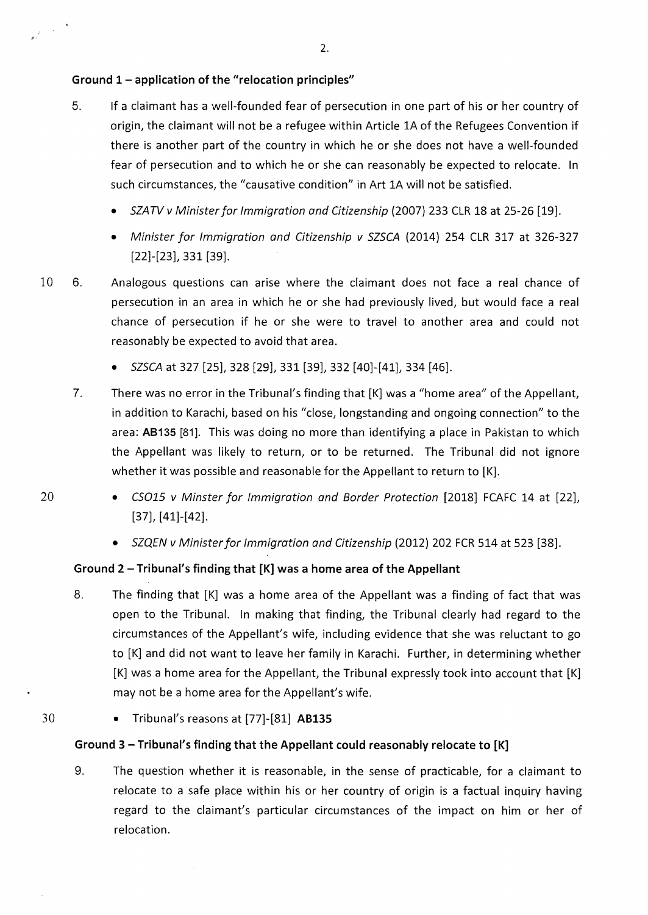**Ground 1 – application of the "relocation principles"**

5. If a claimant has a well-founded fear of persecution in one part of his or her country of origin, the claimant will not be a refugee within Article 1A of the Refugees Convention if there is another part of the country in which he or she does not have a well-founded fear of persecution and to which he or she can reasonably be expected to relocate. In such circumstances, the "causative condition" in Art 1A will not be satisfied.

   - *SZATV v Minister for Immigration and Citizenship* (2007) 233 CLR 18 at 25-26 [19].
   - *Minister for Immigration and Citizenship v SZSCA* (2014) 254 CLR 317 at 326-327 [22]-[23], 331 [39].

6. Analogous questions can arise where the claimant does not face a real chance of persecution in an area in which he or she had previously lived, but would face a real chance of persecution if he or she were to travel to another area and could not reasonably be expected to avoid that area.

   - *SZSCA* at 327 [25], 328 [29], 331 [39], 332 [40]-[41], 334 [46].

7. There was no error in the Tribunal's finding that [K] was a "home area" of the Appellant, in addition to Karachi, based on his "close, longstanding and ongoing connection" to the area: **AB135** [81]. This was doing no more than identifying a place in Pakistan to which the Appellant was likely to return, or to be returned. The Tribunal did not ignore whether it was possible and reasonable for the Appellant to return to [K].

   - *CSO15 v Minster for Immigration and Border Protection* [2018] FCAFC 14 at [22], [37], [41]-[42].
   - *SZQEN v Minister for Immigration and Citizenship* (2012) 202 FCR 514 at 523 [38].

**Ground 2 – Tribunal's finding that [K] was a home area of the Appellant**

8. The finding that [K] was a home area of the Appellant was a finding of fact that was open to the Tribunal. In making that finding, the Tribunal clearly had regard to the circumstances of the Appellant's wife, including evidence that she was reluctant to go to [K] and did not want to leave her family in Karachi. Further, in determining whether [K] was a home area for the Appellant, the Tribunal expressly took into account that [K] may not be a home area for the Appellant's wife.

   - Tribunal's reasons at [77]-[81] **AB135**

**Ground 3 – Tribunal's finding that the Appellant could reasonably relocate to [K]**

9. The question whether it is reasonable, in the sense of practicable, for a claimant to relocate to a safe place within his or her country of origin is a factual inquiry having regard to the claimant's particular circumstances of the impact on him or her of relocation.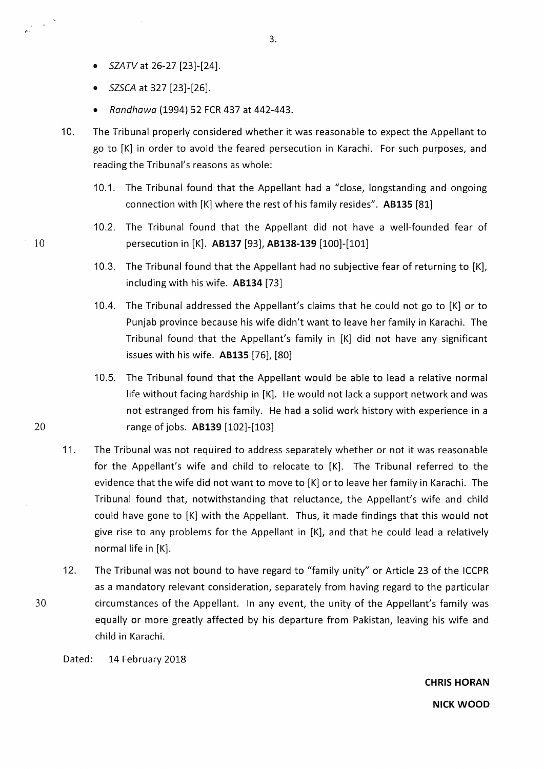- *SZATV* at 26-27 [23]-[24].
- *SZSCA* at 327 [23]-[26].
- *Randhawa* (1994) 52 FCR 437 at 442-443.

10. The Tribunal properly considered whether it was reasonable to expect the Appellant to go to [K] in order to avoid the feared persecution in Karachi. For such purposes, and reading the Tribunal's reasons as whole:

    10.1. The Tribunal found that the Appellant had a "close, longstanding and ongoing connection with [K] where the rest of his family resides". **AB135** [81]

    10.2. The Tribunal found that the Appellant did not have a well-founded fear of persecution in [K]. **AB137** [93], **AB138-139** [100]-[101]

    10.3. The Tribunal found that the Appellant had no subjective fear of returning to [K], including with his wife. **AB134** [73]

    10.4. The Tribunal addressed the Appellant's claims that he could not go to [K] or to Punjab province because his wife didn't want to leave her family in Karachi. The Tribunal found that the Appellant's family in [K] did not have any significant issues with his wife. **AB135** [76], [80]

    10.5. The Tribunal found that the Appellant would be able to lead a relative normal life without facing hardship in [K]. He would not lack a support network and was not estranged from his family. He had a solid work history with experience in a range of jobs. **AB139** [102]-[103]

11. The Tribunal was not required to address separately whether or not it was reasonable for the Appellant's wife and child to relocate to [K]. The Tribunal referred to the evidence that the wife did not want to move to [K] or to leave her family in Karachi. The Tribunal found that, notwithstanding that reluctance, the Appellant's wife and child could have gone to [K] with the Appellant. Thus, it made findings that this would not give rise to any problems for the Appellant in [K], and that he could lead a relatively normal life in [K].

12. The Tribunal was not bound to have regard to "family unity" or Article 23 of the ICCPR as a mandatory relevant consideration, separately from having regard to the particular circumstances of the Appellant. In any event, the unity of the Appellant's family was equally or more greatly affected by his departure from Pakistan, leaving his wife and child in Karachi.

Dated: 14 February 2018

**CHRIS HORAN**

**NICK WOOD**